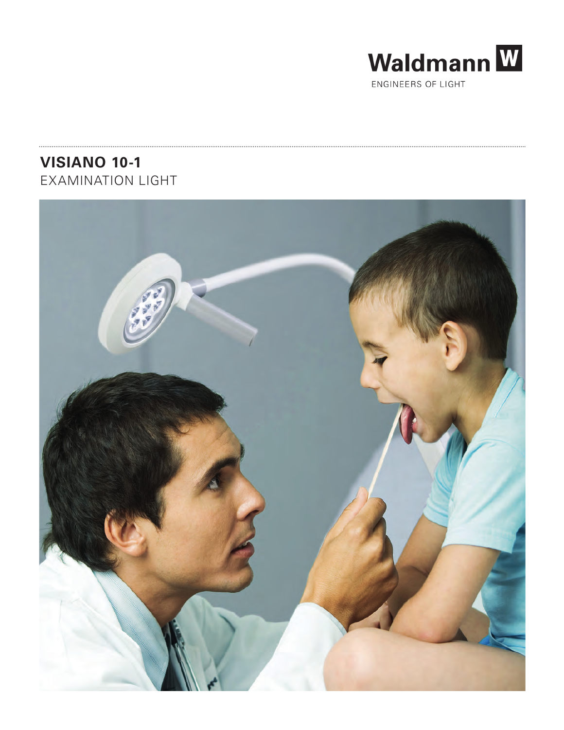Waldmann W

ENGINEERS OF LIGHT

# VISIANO 10-1

EXAMINATION LIGHT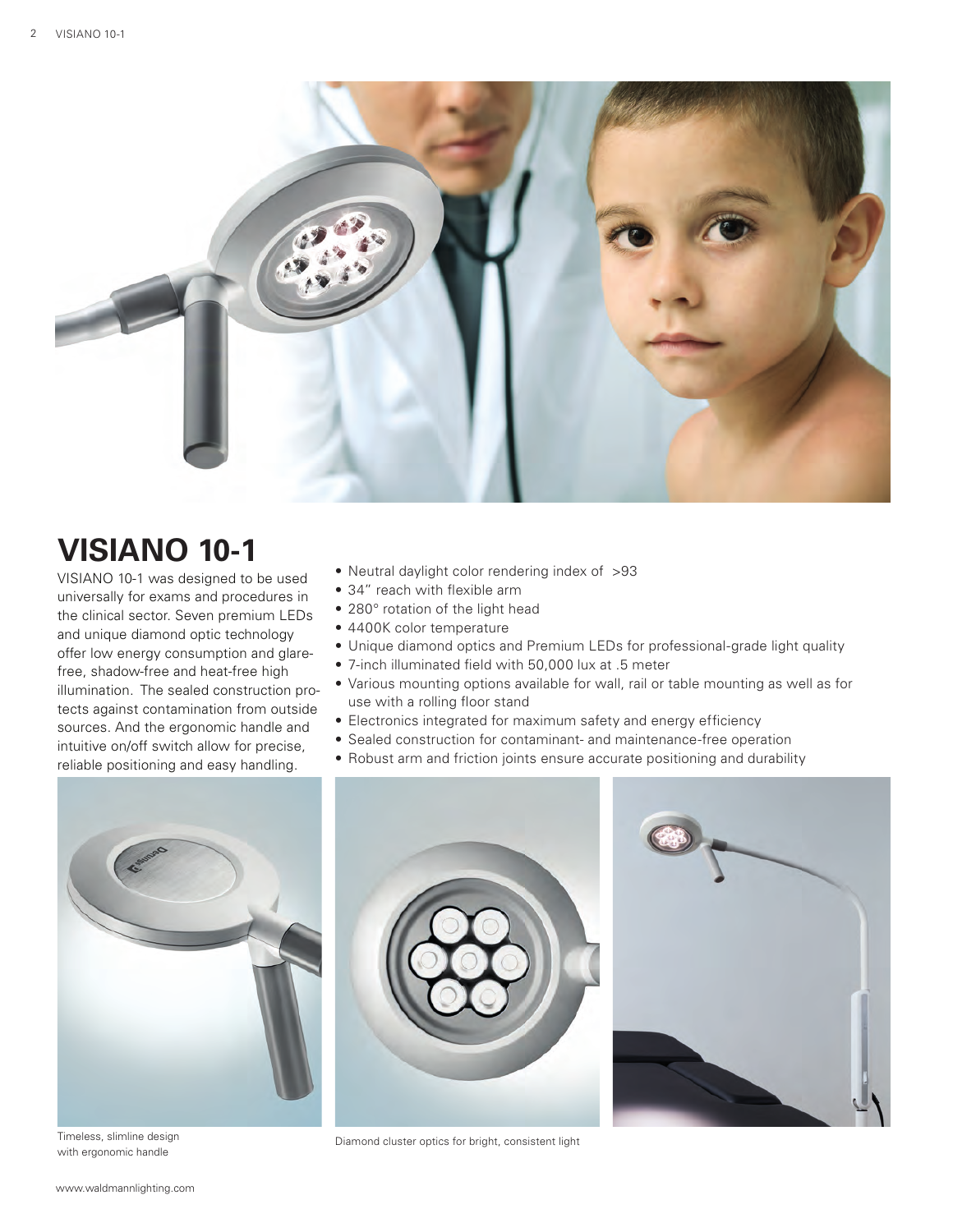# VISIANO 10-1

VISIANO 10-1 was designed to be used universally for exams and procedures in the clinical sector. Seven premium LEDs and unique diamond optic technology offer low energy consumption and glare-free, shadow-free and heat-free high illumination. The sealed construction protects against contamination from outside sources. And the ergonomic handle and intuitive on/off switch allow for precise, reliable positioning and easy handling.

- Neutral daylight color rendering index of >93
- 34" reach with flexible arm
- 280° rotation of the light head
- 4400K color temperature
- Unique diamond optics and Premium LEDs for professional-grade light quality
- 7-inch illuminated field with 50,000 lux at .5 meter
- Various mounting options available for wall, rail or table mounting as well as for use with a rolling floor stand
- Electronics integrated for maximum safety and energy efficiency
- Sealed construction for contaminant- and maintenance-free operation
- Robust arm and friction joints ensure accurate positioning and durability

Timeless, slimline design with ergonomic handle

Diamond cluster optics for bright, consistent light

www.waldmannlighting.com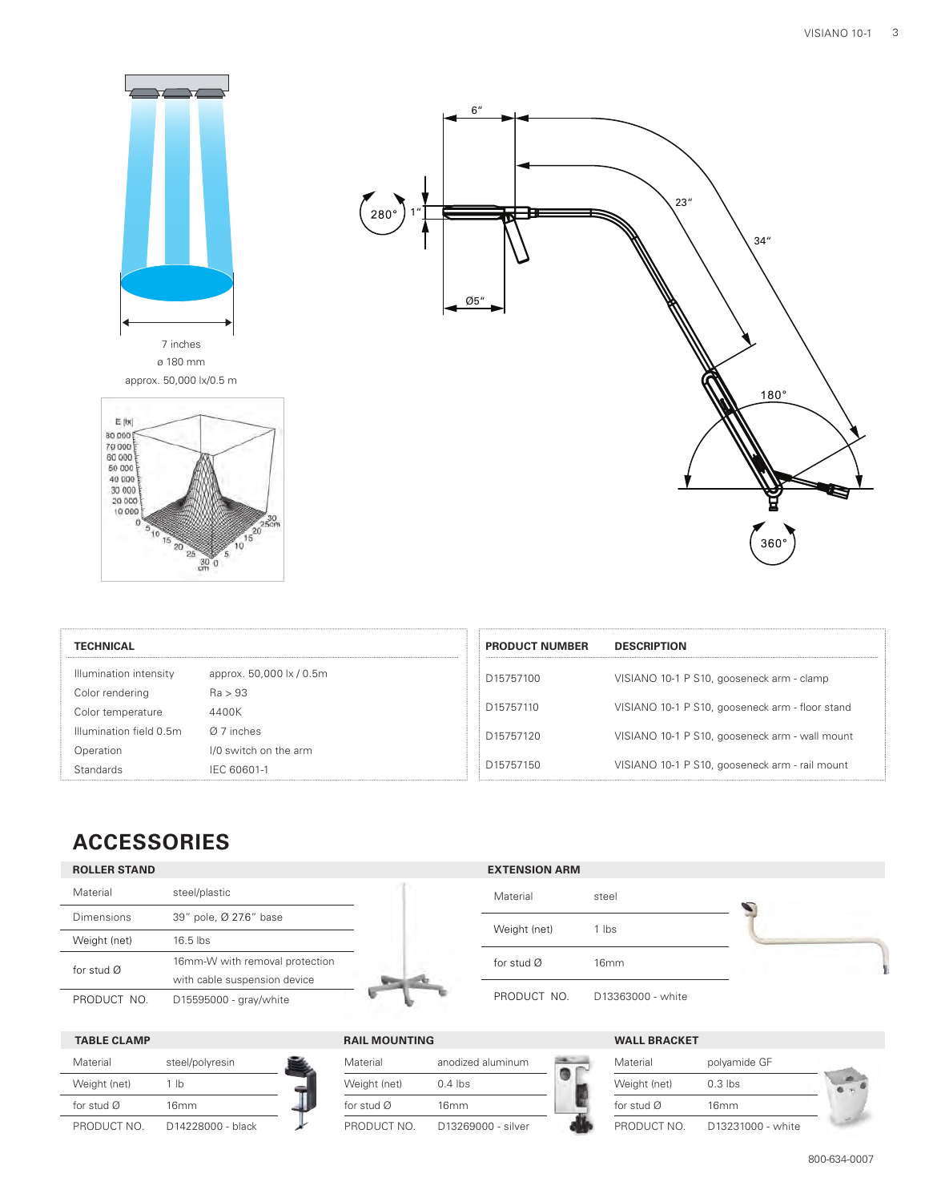7 inches
ø 180 mm
approx. 50,000 lx/0.5 m

| TECHNICAL | |
|---|---|
| Illumination intensity | approx. 50,000 lx / 0.5m |
| Color rendering | Ra > 93 |
| Color temperature | 4400K |
| Illumination field 0.5m | Ø 7 inches |
| Operation | I/0 switch on the arm |
| Standards | IEC 60601-1 |

| PRODUCT NUMBER | DESCRIPTION |
|---|---|
| D15757100 | VISIANO 10-1 P S10, gooseneck arm - clamp |
| D15757110 | VISIANO 10-1 P S10, gooseneck arm - floor stand |
| D15757120 | VISIANO 10-1 P S10, gooseneck arm - wall mount |
| D15757150 | VISIANO 10-1 P S10, gooseneck arm - rail mount |

# ACCESSORIES

| ROLLER STAND | |
|---|---|
| Material | steel/plastic |
| Dimensions | 39" pole, Ø 27.6" base |
| Weight (net) | 16.5 lbs |
| for stud Ø | 16mm-W with removal protection with cable suspension device |
| PRODUCT NO. | D15595000 - gray/white |

| EXTENSION ARM | |
|---|---|
| Material | steel |
| Weight (net) | 1 lbs |
| for stud Ø | 16mm |
| PRODUCT NO. | D13363000 - white |

| TABLE CLAMP | |
|---|---|
| Material | steel/polyresin |
| Weight (net) | 1 lb |
| for stud Ø | 16mm |
| PRODUCT NO. | D14228000 - black |

| RAIL MOUNTING | |
|---|---|
| Material | anodized aluminum |
| Weight (net) | 0.4 lbs |
| for stud Ø | 16mm |
| PRODUCT NO. | D13269000 - silver |

| WALL BRACKET | |
|---|---|
| Material | polyamide GF |
| Weight (net) | 0.3 lbs |
| for stud Ø | 16mm |
| PRODUCT NO. | D13231000 - white |

800-634-0007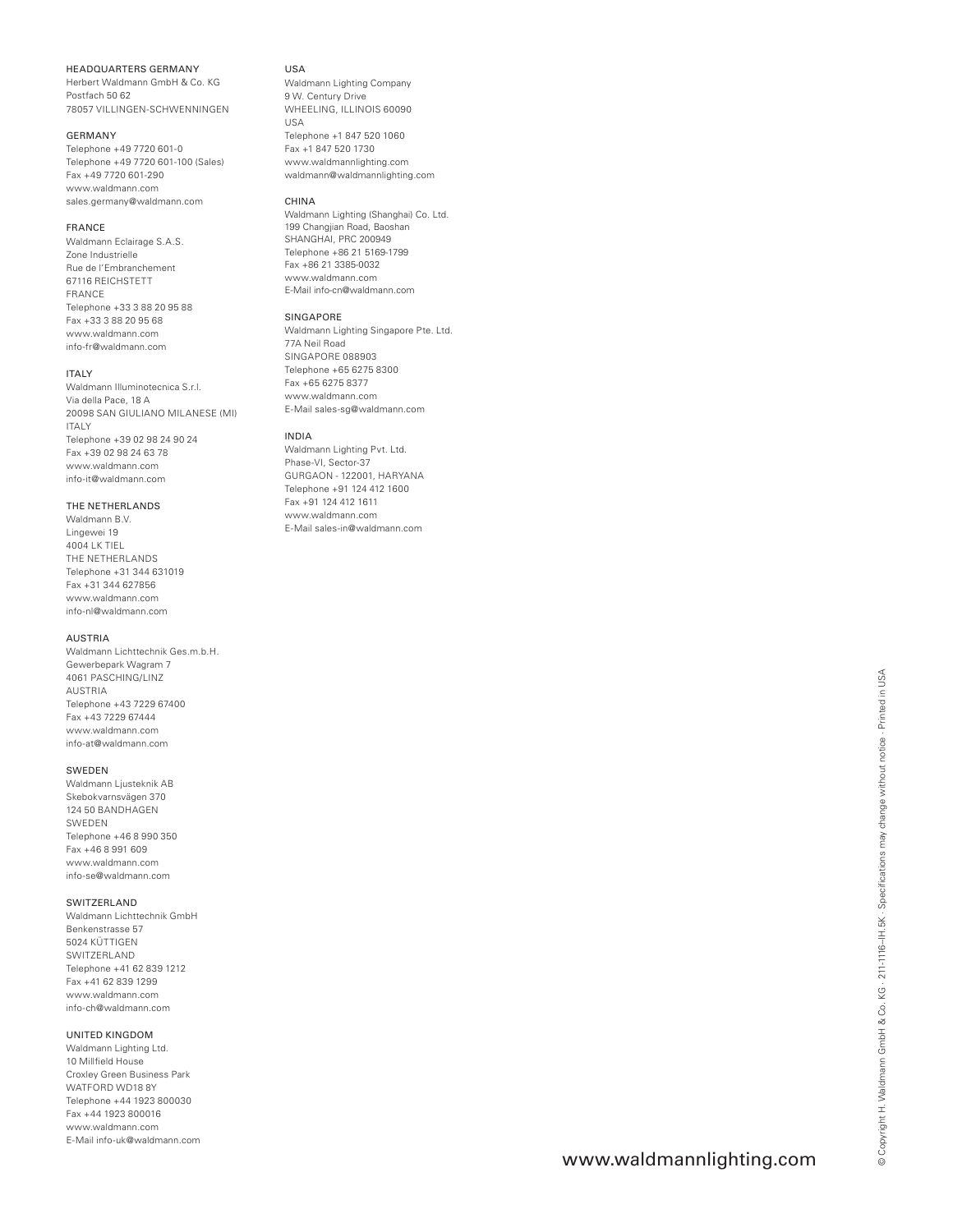HEADQUARTERS GERMANY
Herbert Waldmann GmbH & Co. KG
Postfach 50 62
78057 VILLINGEN-SCHWENNINGEN

GERMANY
Telephone +49 7720 601-0
Telephone +49 7720 601-100 (Sales)
Fax +49 7720 601-290
www.waldmann.com
sales.germany@waldmann.com

FRANCE
Waldmann Eclairage S.A.S.
Zone Industrielle
Rue de l'Embranchement
67116 REICHSTETT
FRANCE
Telephone +33 3 88 20 95 88
Fax +33 3 88 20 95 68
www.waldmann.com
info-fr@waldmann.com

ITALY
Waldmann Illuminotecnica S.r.l.
Via della Pace, 18 A
20098 SAN GIULIANO MILANESE (MI)
ITALY
Telephone +39 02 98 24 90 24
Fax +39 02 98 24 63 78
www.waldmann.com
info-it@waldmann.com

THE NETHERLANDS
Waldmann B.V.
Lingewei 19
4004 LK TIEL
THE NETHERLANDS
Telephone +31 344 631019
Fax +31 344 627856
www.waldmann.com
info-nl@waldmann.com

AUSTRIA
Waldmann Lichttechnik Ges.m.b.H.
Gewerbepark Wagram 7
4061 PASCHING/LINZ
AUSTRIA
Telephone +43 7229 67400
Fax +43 7229 67444
www.waldmann.com
info-at@waldmann.com

SWEDEN
Waldmann Ljusteknik AB
Skebokvarnsvägen 370
124 50 BANDHAGEN
SWEDEN
Telephone +46 8 990 350
Fax +46 8 991 609
www.waldmann.com
info-se@waldmann.com

SWITZERLAND
Waldmann Lichttechnik GmbH
Benkenstrasse 57
5024 KÜTTIGEN
SWITZERLAND
Telephone +41 62 839 1212
Fax +41 62 839 1299
www.waldmann.com
info-ch@waldmann.com

UNITED KINGDOM
Waldmann Lighting Ltd.
10 Millfield House
Croxley Green Business Park
WATFORD WD18 8Y
Telephone +44 1923 800030
Fax +44 1923 800016
www.waldmann.com
E-Mail info-uk@waldmann.com

USA
Waldmann Lighting Company
9 W. Century Drive
WHEELING, ILLINOIS 60090
USA
Telephone +1 847 520 1060
Fax +1 847 520 1730
www.waldmannlighting.com
waldmann@waldmannlighting.com

CHINA
Waldmann Lighting (Shanghai) Co. Ltd.
199 Changjian Road, Baoshan
SHANGHAI, PRC 200949
Telephone +86 21 5169-1799
Fax +86 21 3385-0032
www.waldmann.com
E-Mail info-cn@waldmann.com

SINGAPORE
Waldmann Lighting Singapore Pte. Ltd.
77A Neil Road
SINGAPORE 088903
Telephone +65 6275 8300
Fax +65 6275 8377
www.waldmann.com
E-Mail sales-sg@waldmann.com

INDIA
Waldmann Lighting Pvt. Ltd.
Phase-VI, Sector-37
GURGAON - 122001, HARYANA
Telephone +91 124 412 1600
Fax +91 124 412 1611
www.waldmann.com
E-Mail sales-in@waldmann.com

www.waldmannlighting.com

© Copyright H. Waldmann GmbH & Co. KG · 211-1116–IH.5K · Specifications may change without notice · Printed in USA